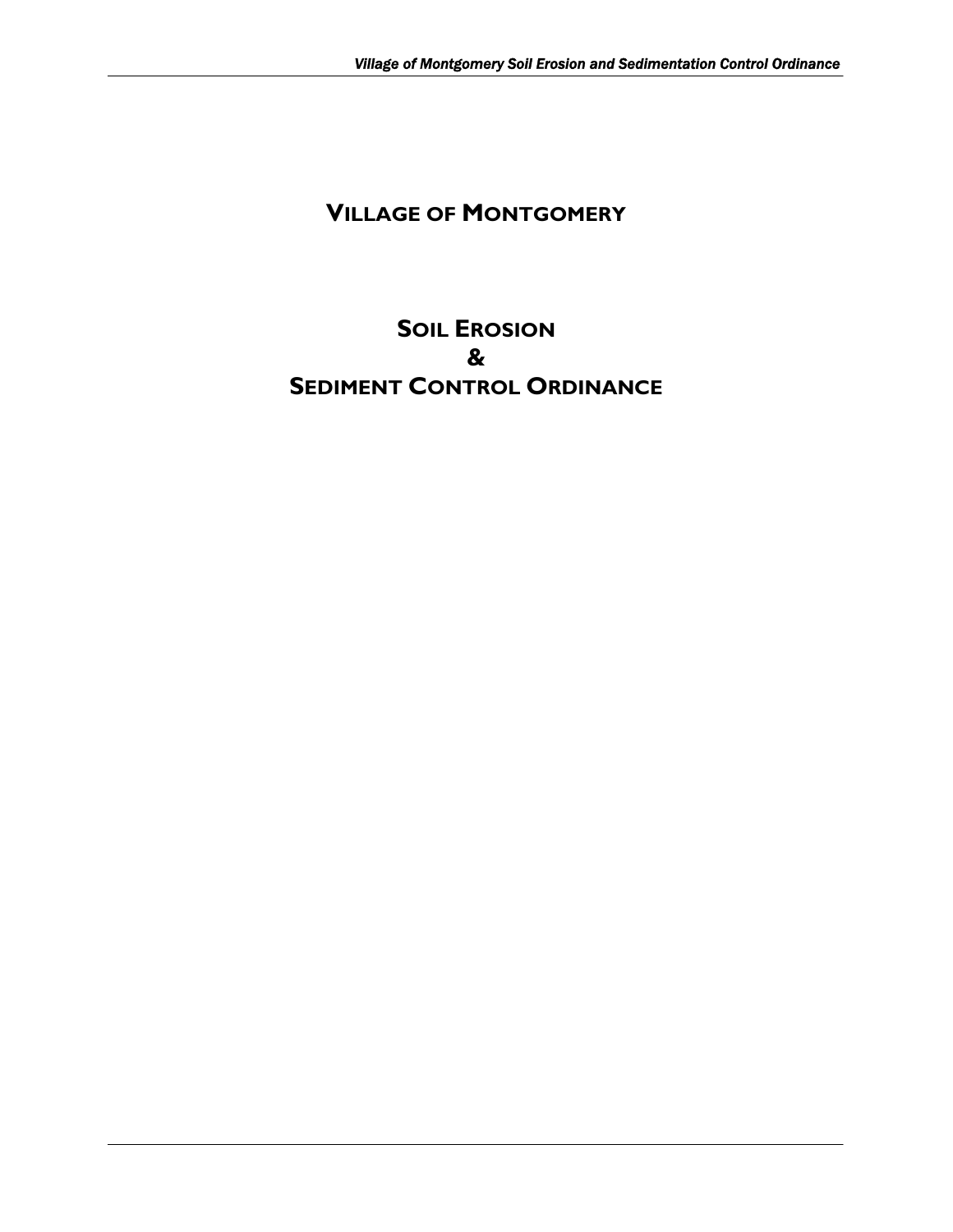# VILLAGE OF MONTGOMERY

# SOIL EROSION
# &
# SEDIMENT CONTROL ORDINANCE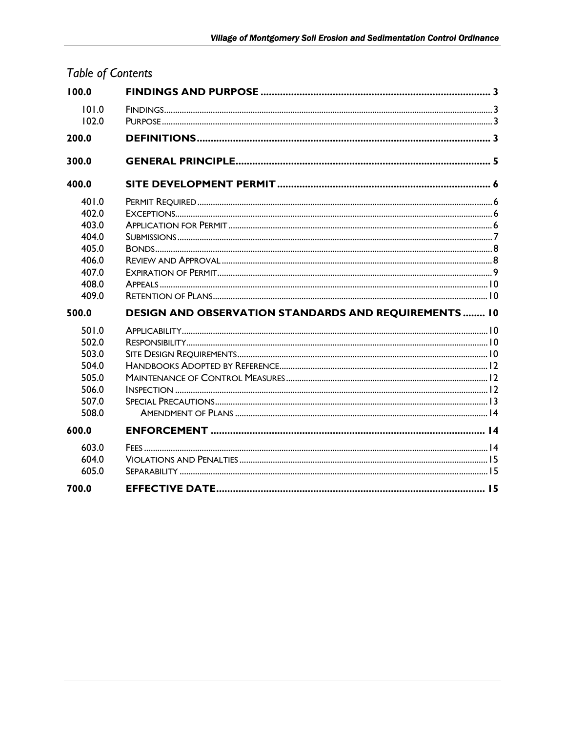## Table of Contents

| | | |
|---|---|---|
| **100.0** | **FINDINGS AND PURPOSE** | **3** |
| 101.0 | FINDINGS | 3 |
| 102.0 | PURPOSE | 3 |
| **200.0** | **DEFINITIONS** | **3** |
| **300.0** | **GENERAL PRINCIPLE** | **5** |
| **400.0** | **SITE DEVELOPMENT PERMIT** | **6** |
| 401.0 | PERMIT REQUIRED | 6 |
| 402.0 | EXCEPTIONS | 6 |
| 403.0 | APPLICATION FOR PERMIT | 6 |
| 404.0 | SUBMISSIONS | 7 |
| 405.0 | BONDS | 8 |
| 406.0 | REVIEW AND APPROVAL | 8 |
| 407.0 | EXPIRATION OF PERMIT | 9 |
| 408.0 | APPEALS | 10 |
| 409.0 | RETENTION OF PLANS | 10 |
| **500.0** | **DESIGN AND OBSERVATION STANDARDS AND REQUIREMENTS** | **10** |
| 501.0 | APPLICABILITY | 10 |
| 502.0 | RESPONSIBILITY | 10 |
| 503.0 | SITE DESIGN REQUIREMENTS | 10 |
| 504.0 | HANDBOOKS ADOPTED BY REFERENCE | 12 |
| 505.0 | MAINTENANCE OF CONTROL MEASURES | 12 |
| 506.0 | INSPECTION | 12 |
| 507.0 | SPECIAL PRECAUTIONS | 13 |
| 508.0 | AMENDMENT OF PLANS | 14 |
| **600.0** | **ENFORCEMENT** | **14** |
| 603.0 | FEES | 14 |
| 604.0 | VIOLATIONS AND PENALTIES | 15 |
| 605.0 | SEPARABILITY | 15 |
| **700.0** | **EFFECTIVE DATE** | **15** |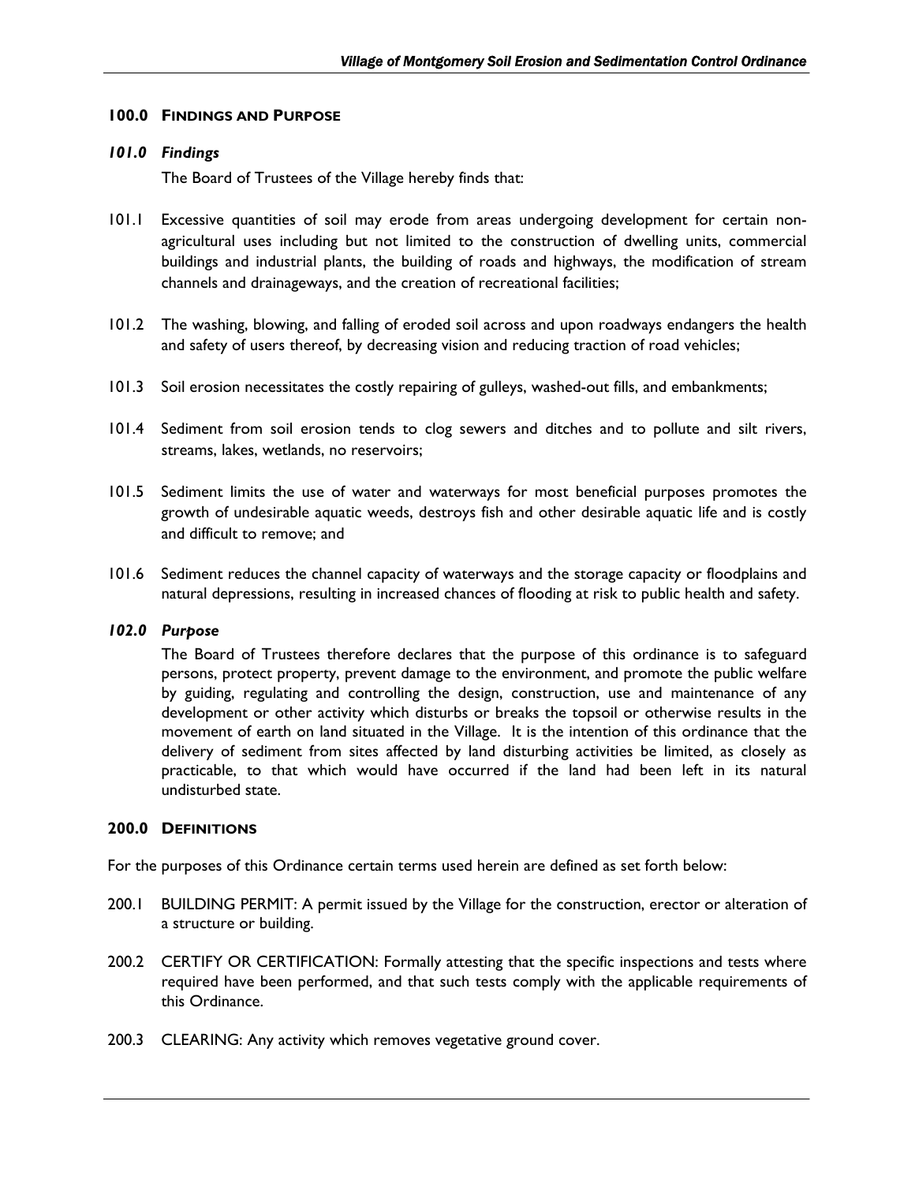## 100.0 FINDINGS AND PURPOSE

### *101.0 Findings*

The Board of Trustees of the Village hereby finds that:

101.1 Excessive quantities of soil may erode from areas undergoing development for certain non-agricultural uses including but not limited to the construction of dwelling units, commercial buildings and industrial plants, the building of roads and highways, the modification of stream channels and drainageways, and the creation of recreational facilities;

101.2 The washing, blowing, and falling of eroded soil across and upon roadways endangers the health and safety of users thereof, by decreasing vision and reducing traction of road vehicles;

101.3 Soil erosion necessitates the costly repairing of gulleys, washed-out fills, and embankments;

101.4 Sediment from soil erosion tends to clog sewers and ditches and to pollute and silt rivers, streams, lakes, wetlands, no reservoirs;

101.5 Sediment limits the use of water and waterways for most beneficial purposes promotes the growth of undesirable aquatic weeds, destroys fish and other desirable aquatic life and is costly and difficult to remove; and

101.6 Sediment reduces the channel capacity of waterways and the storage capacity or floodplains and natural depressions, resulting in increased chances of flooding at risk to public health and safety.

### *102.0 Purpose*

The Board of Trustees therefore declares that the purpose of this ordinance is to safeguard persons, protect property, prevent damage to the environment, and promote the public welfare by guiding, regulating and controlling the design, construction, use and maintenance of any development or other activity which disturbs or breaks the topsoil or otherwise results in the movement of earth on land situated in the Village. It is the intention of this ordinance that the delivery of sediment from sites affected by land disturbing activities be limited, as closely as practicable, to that which would have occurred if the land had been left in its natural undisturbed state.

## 200.0 DEFINITIONS

For the purposes of this Ordinance certain terms used herein are defined as set forth below:

200.1 BUILDING PERMIT: A permit issued by the Village for the construction, erector or alteration of a structure or building.

200.2 CERTIFY OR CERTIFICATION: Formally attesting that the specific inspections and tests where required have been performed, and that such tests comply with the applicable requirements of this Ordinance.

200.3 CLEARING: Any activity which removes vegetative ground cover.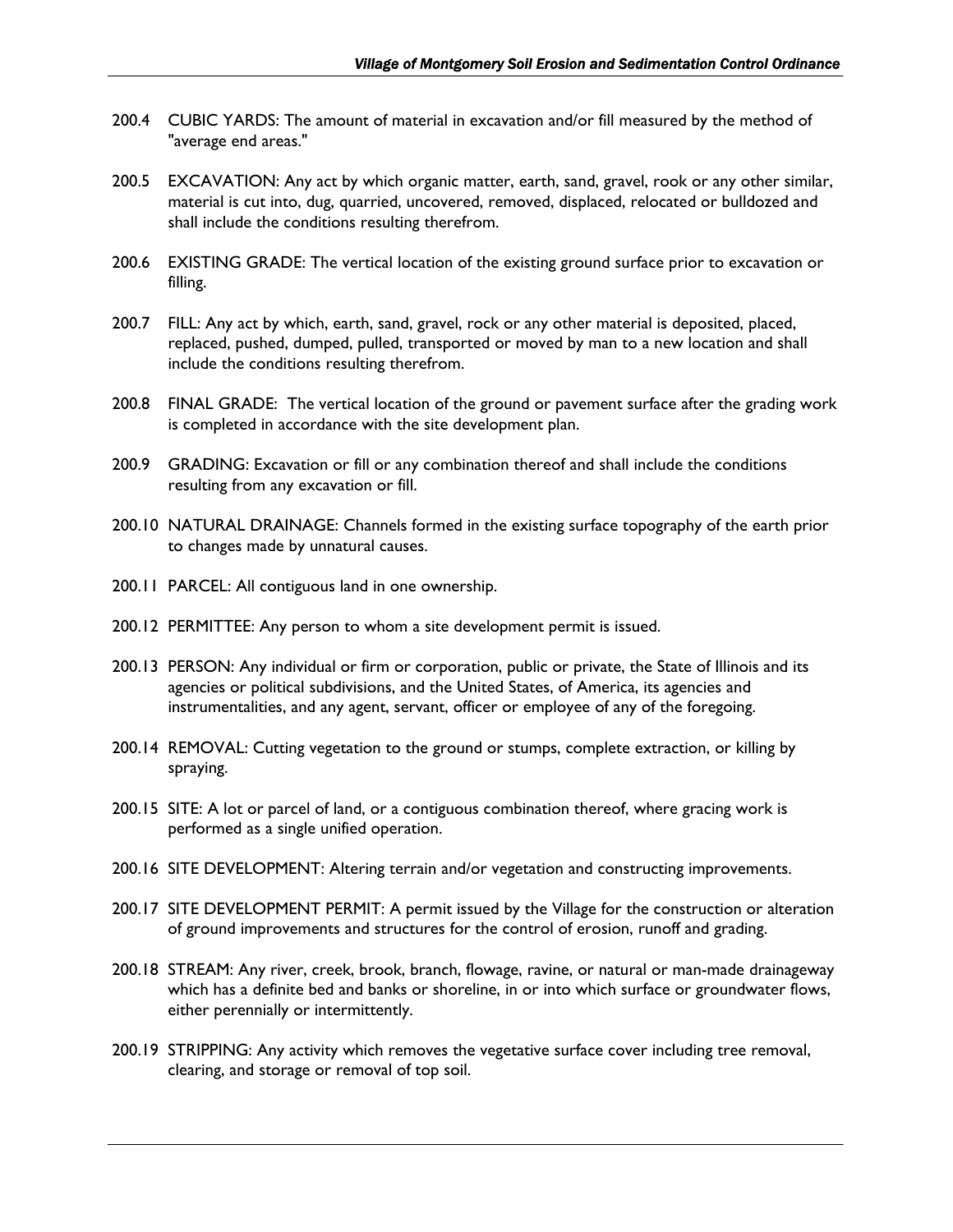200.4 CUBIC YARDS: The amount of material in excavation and/or fill measured by the method of "average end areas."

200.5 EXCAVATION: Any act by which organic matter, earth, sand, gravel, rook or any other similar, material is cut into, dug, quarried, uncovered, removed, displaced, relocated or bulldozed and shall include the conditions resulting therefrom.

200.6 EXISTING GRADE: The vertical location of the existing ground surface prior to excavation or filling.

200.7 FILL: Any act by which, earth, sand, gravel, rock or any other material is deposited, placed, replaced, pushed, dumped, pulled, transported or moved by man to a new location and shall include the conditions resulting therefrom.

200.8 FINAL GRADE: The vertical location of the ground or pavement surface after the grading work is completed in accordance with the site development plan.

200.9 GRADING: Excavation or fill or any combination thereof and shall include the conditions resulting from any excavation or fill.

200.10 NATURAL DRAINAGE: Channels formed in the existing surface topography of the earth prior to changes made by unnatural causes.

200.11 PARCEL: All contiguous land in one ownership.

200.12 PERMITTEE: Any person to whom a site development permit is issued.

200.13 PERSON: Any individual or firm or corporation, public or private, the State of Illinois and its agencies or political subdivisions, and the United States, of America, its agencies and instrumentalities, and any agent, servant, officer or employee of any of the foregoing.

200.14 REMOVAL: Cutting vegetation to the ground or stumps, complete extraction, or killing by spraying.

200.15 SITE: A lot or parcel of land, or a contiguous combination thereof, where gracing work is performed as a single unified operation.

200.16 SITE DEVELOPMENT: Altering terrain and/or vegetation and constructing improvements.

200.17 SITE DEVELOPMENT PERMIT: A permit issued by the Village for the construction or alteration of ground improvements and structures for the control of erosion, runoff and grading.

200.18 STREAM: Any river, creek, brook, branch, flowage, ravine, or natural or man-made drainageway which has a definite bed and banks or shoreline, in or into which surface or groundwater flows, either perennially or intermittently.

200.19 STRIPPING: Any activity which removes the vegetative surface cover including tree removal, clearing, and storage or removal of top soil.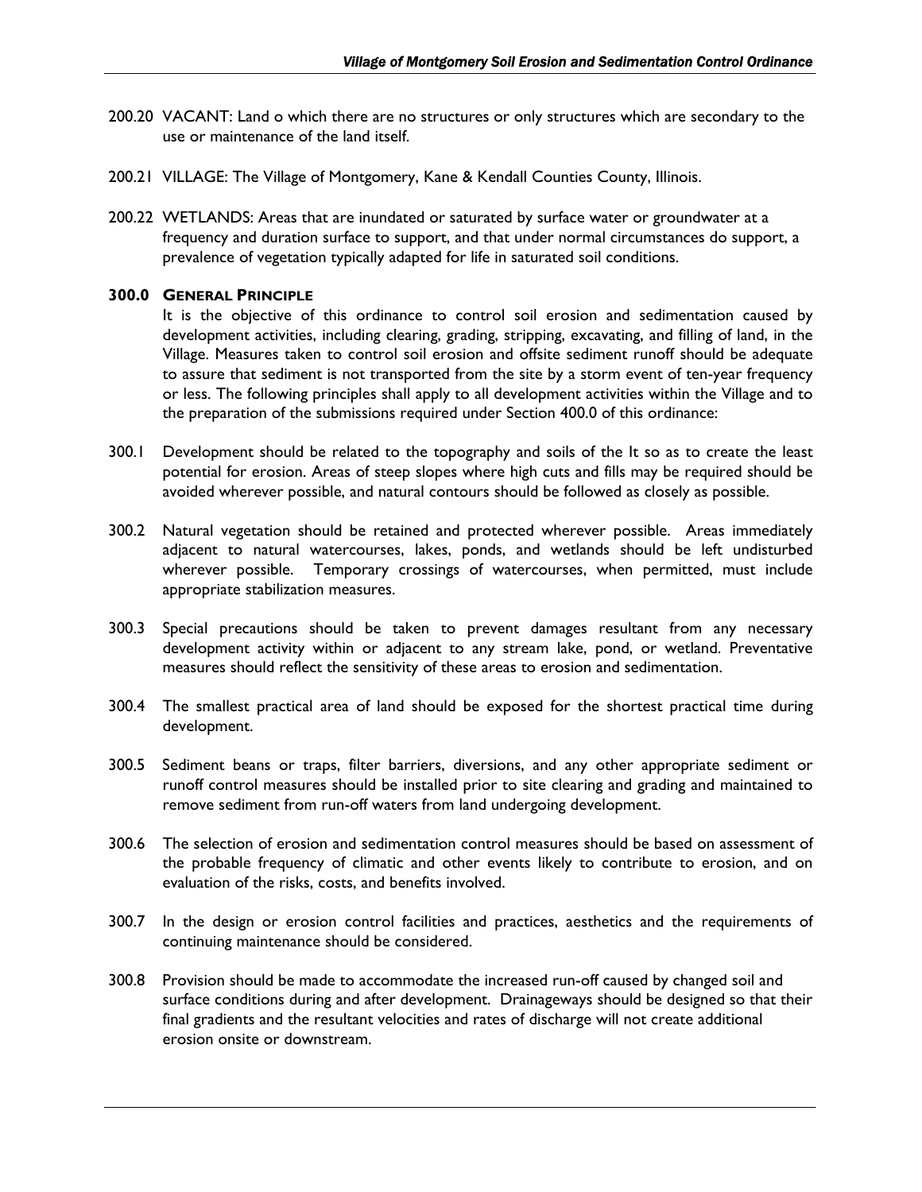200.20 VACANT: Land o which there are no structures or only structures which are secondary to the use or maintenance of the land itself.

200.21 VILLAGE: The Village of Montgomery, Kane & Kendall Counties County, Illinois.

200.22 WETLANDS: Areas that are inundated or saturated by surface water or groundwater at a frequency and duration surface to support, and that under normal circumstances do support, a prevalence of vegetation typically adapted for life in saturated soil conditions.

## 300.0 GENERAL PRINCIPLE

It is the objective of this ordinance to control soil erosion and sedimentation caused by development activities, including clearing, grading, stripping, excavating, and filling of land, in the Village. Measures taken to control soil erosion and offsite sediment runoff should be adequate to assure that sediment is not transported from the site by a storm event of ten-year frequency or less. The following principles shall apply to all development activities within the Village and to the preparation of the submissions required under Section 400.0 of this ordinance:

300.1 Development should be related to the topography and soils of the It so as to create the least potential for erosion. Areas of steep slopes where high cuts and fills may be required should be avoided wherever possible, and natural contours should be followed as closely as possible.

300.2 Natural vegetation should be retained and protected wherever possible. Areas immediately adjacent to natural watercourses, lakes, ponds, and wetlands should be left undisturbed wherever possible. Temporary crossings of watercourses, when permitted, must include appropriate stabilization measures.

300.3 Special precautions should be taken to prevent damages resultant from any necessary development activity within or adjacent to any stream lake, pond, or wetland. Preventative measures should reflect the sensitivity of these areas to erosion and sedimentation.

300.4 The smallest practical area of land should be exposed for the shortest practical time during development.

300.5 Sediment beans or traps, filter barriers, diversions, and any other appropriate sediment or runoff control measures should be installed prior to site clearing and grading and maintained to remove sediment from run-off waters from land undergoing development.

300.6 The selection of erosion and sedimentation control measures should be based on assessment of the probable frequency of climatic and other events likely to contribute to erosion, and on evaluation of the risks, costs, and benefits involved.

300.7 In the design or erosion control facilities and practices, aesthetics and the requirements of continuing maintenance should be considered.

300.8 Provision should be made to accommodate the increased run-off caused by changed soil and surface conditions during and after development. Drainageways should be designed so that their final gradients and the resultant velocities and rates of discharge will not create additional erosion onsite or downstream.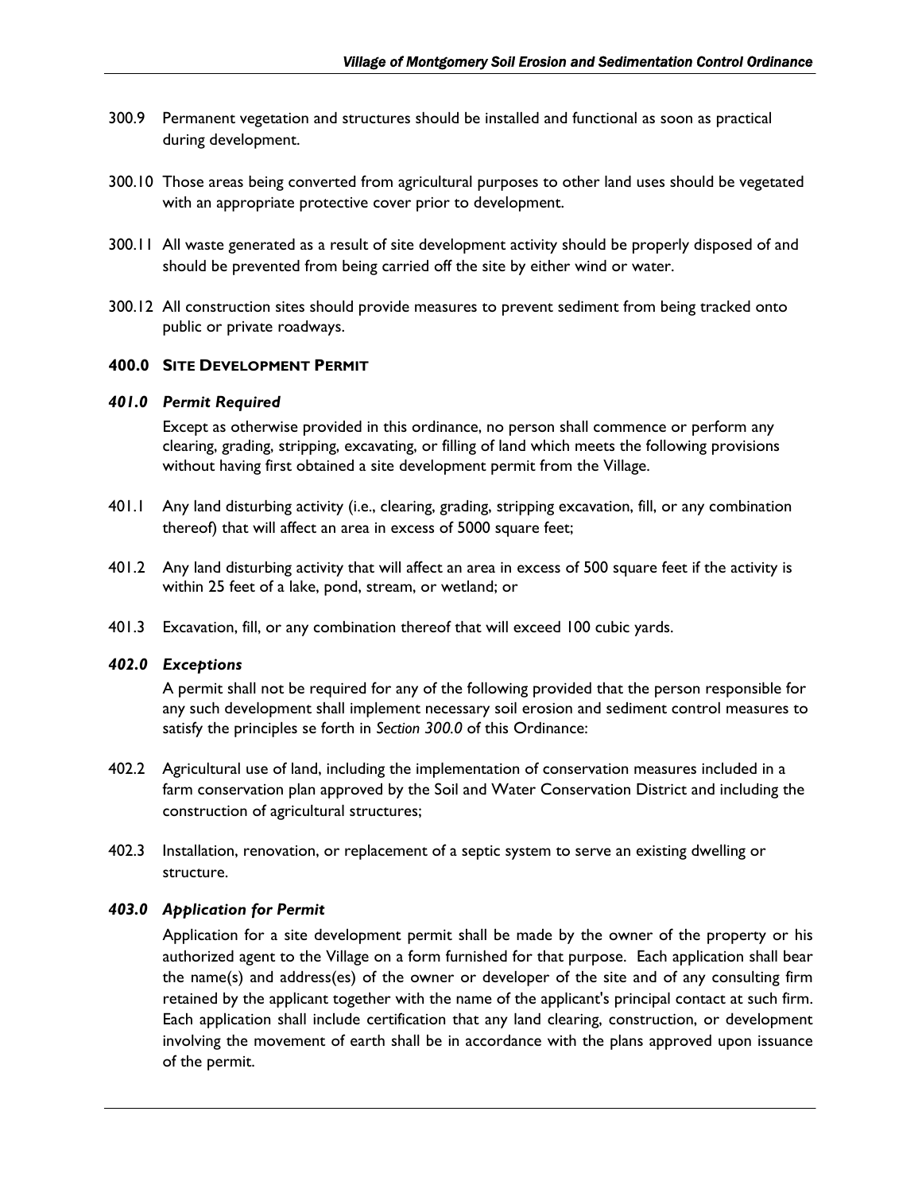300.9 Permanent vegetation and structures should be installed and functional as soon as practical during development.

300.10 Those areas being converted from agricultural purposes to other land uses should be vegetated with an appropriate protective cover prior to development.

300.11 All waste generated as a result of site development activity should be properly disposed of and should be prevented from being carried off the site by either wind or water.

300.12 All construction sites should provide measures to prevent sediment from being tracked onto public or private roadways.

## 400.0 SITE DEVELOPMENT PERMIT

### *401.0 Permit Required*

Except as otherwise provided in this ordinance, no person shall commence or perform any clearing, grading, stripping, excavating, or filling of land which meets the following provisions without having first obtained a site development permit from the Village.

401.1 Any land disturbing activity (i.e., clearing, grading, stripping excavation, fill, or any combination thereof) that will affect an area in excess of 5000 square feet;

401.2 Any land disturbing activity that will affect an area in excess of 500 square feet if the activity is within 25 feet of a lake, pond, stream, or wetland; or

401.3 Excavation, fill, or any combination thereof that will exceed 100 cubic yards.

### *402.0 Exceptions*

A permit shall not be required for any of the following provided that the person responsible for any such development shall implement necessary soil erosion and sediment control measures to satisfy the principles se forth in *Section 300.0* of this Ordinance:

402.2 Agricultural use of land, including the implementation of conservation measures included in a farm conservation plan approved by the Soil and Water Conservation District and including the construction of agricultural structures;

402.3 Installation, renovation, or replacement of a septic system to serve an existing dwelling or structure.

### *403.0 Application for Permit*

Application for a site development permit shall be made by the owner of the property or his authorized agent to the Village on a form furnished for that purpose. Each application shall bear the name(s) and address(es) of the owner or developer of the site and of any consulting firm retained by the applicant together with the name of the applicant's principal contact at such firm. Each application shall include certification that any land clearing, construction, or development involving the movement of earth shall be in accordance with the plans approved upon issuance of the permit.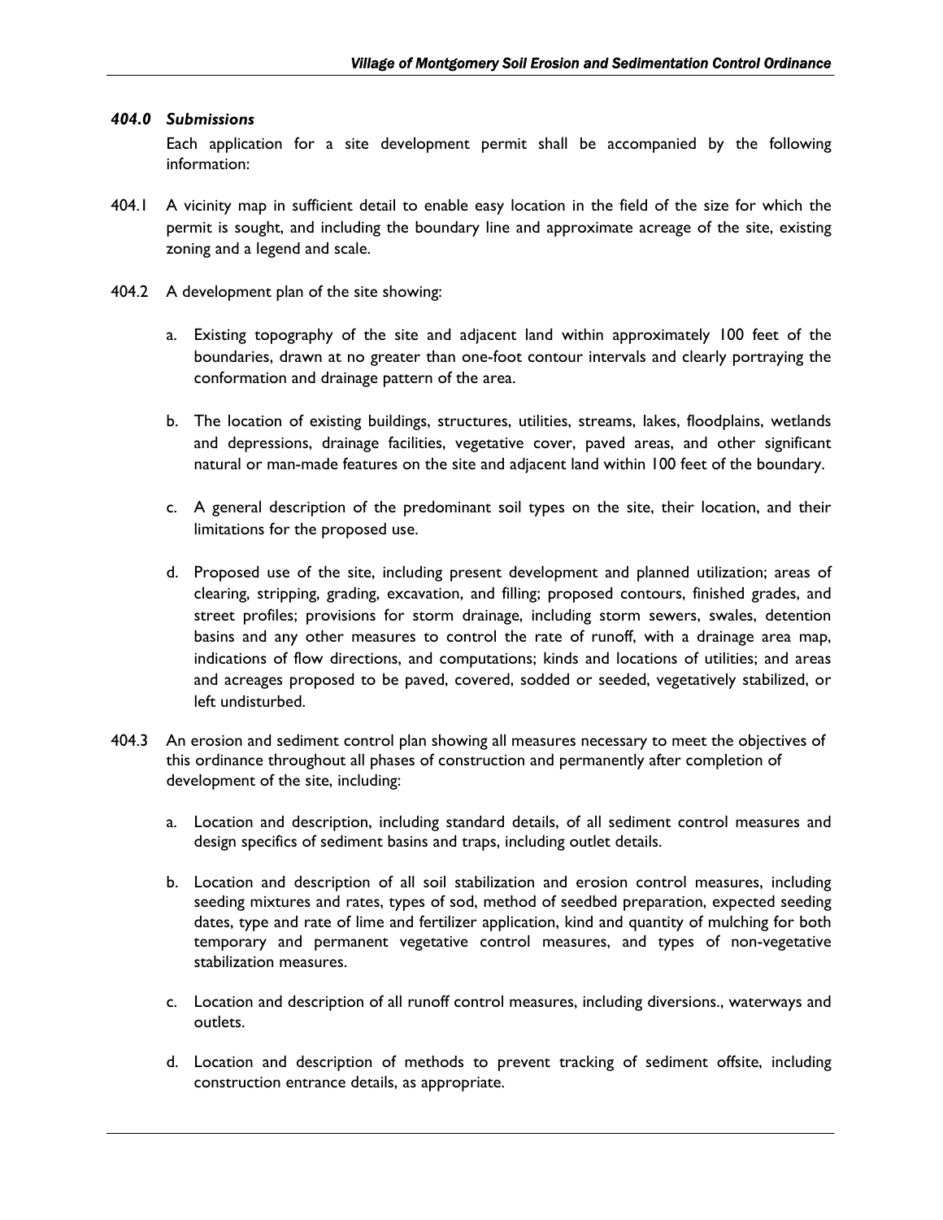### *404.0 Submissions*

Each application for a site development permit shall be accompanied by the following information:

404.1 A vicinity map in sufficient detail to enable easy location in the field of the size for which the permit is sought, and including the boundary line and approximate acreage of the site, existing zoning and a legend and scale.

404.2 A development plan of the site showing:

a. Existing topography of the site and adjacent land within approximately 100 feet of the boundaries, drawn at no greater than one-foot contour intervals and clearly portraying the conformation and drainage pattern of the area.

b. The location of existing buildings, structures, utilities, streams, lakes, floodplains, wetlands and depressions, drainage facilities, vegetative cover, paved areas, and other significant natural or man-made features on the site and adjacent land within 100 feet of the boundary.

c. A general description of the predominant soil types on the site, their location, and their limitations for the proposed use.

d. Proposed use of the site, including present development and planned utilization; areas of clearing, stripping, grading, excavation, and filling; proposed contours, finished grades, and street profiles; provisions for storm drainage, including storm sewers, swales, detention basins and any other measures to control the rate of runoff, with a drainage area map, indications of flow directions, and computations; kinds and locations of utilities; and areas and acreages proposed to be paved, covered, sodded or seeded, vegetatively stabilized, or left undisturbed.

404.3 An erosion and sediment control plan showing all measures necessary to meet the objectives of this ordinance throughout all phases of construction and permanently after completion of development of the site, including:

a. Location and description, including standard details, of all sediment control measures and design specifics of sediment basins and traps, including outlet details.

b. Location and description of all soil stabilization and erosion control measures, including seeding mixtures and rates, types of sod, method of seedbed preparation, expected seeding dates, type and rate of lime and fertilizer application, kind and quantity of mulching for both temporary and permanent vegetative control measures, and types of non-vegetative stabilization measures.

c. Location and description of all runoff control measures, including diversions., waterways and outlets.

d. Location and description of methods to prevent tracking of sediment offsite, including construction entrance details, as appropriate.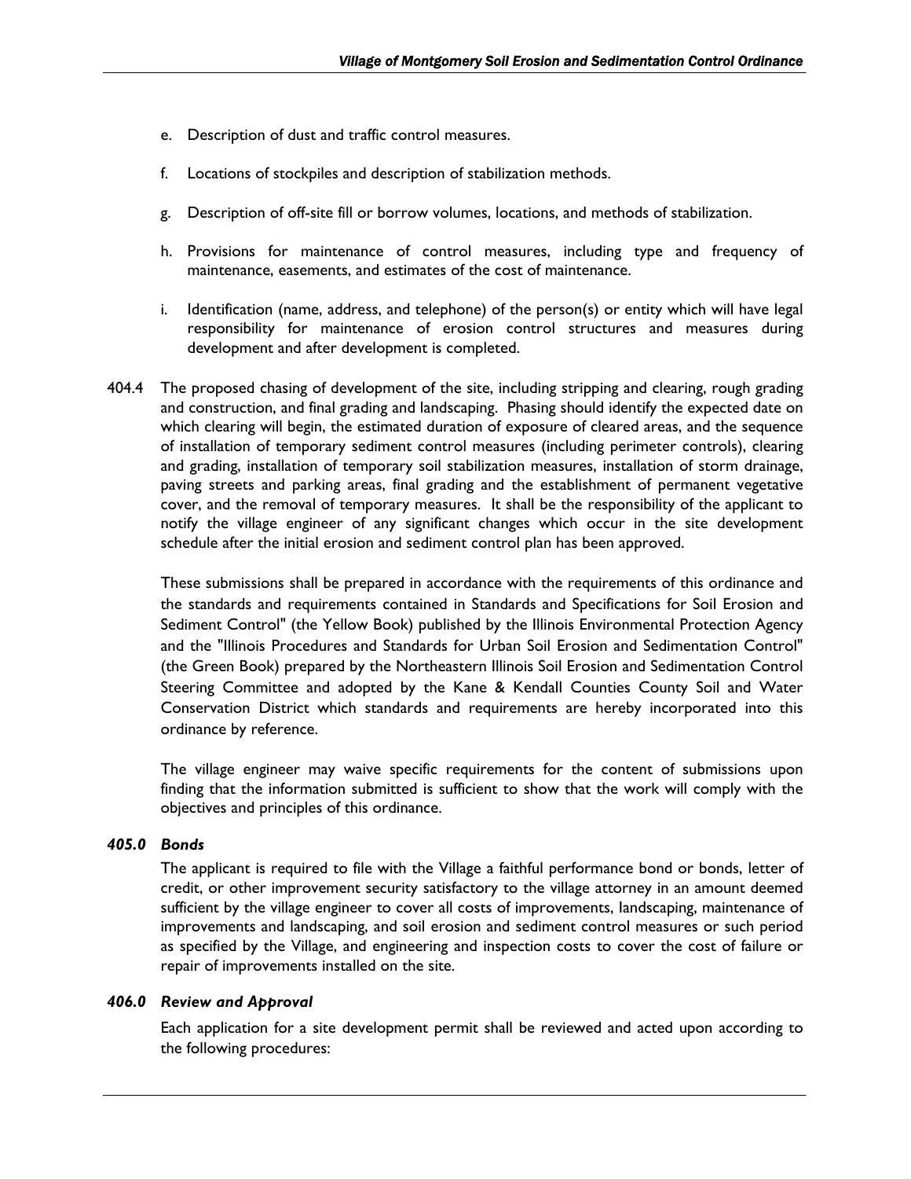e. Description of dust and traffic control measures.

f. Locations of stockpiles and description of stabilization methods.

g. Description of off-site fill or borrow volumes, locations, and methods of stabilization.

h. Provisions for maintenance of control measures, including type and frequency of maintenance, easements, and estimates of the cost of maintenance.

i. Identification (name, address, and telephone) of the person(s) or entity which will have legal responsibility for maintenance of erosion control structures and measures during development and after development is completed.

404.4 The proposed chasing of development of the site, including stripping and clearing, rough grading and construction, and final grading and landscaping. Phasing should identify the expected date on which clearing will begin, the estimated duration of exposure of cleared areas, and the sequence of installation of temporary sediment control measures (including perimeter controls), clearing and grading, installation of temporary soil stabilization measures, installation of storm drainage, paving streets and parking areas, final grading and the establishment of permanent vegetative cover, and the removal of temporary measures. It shall be the responsibility of the applicant to notify the village engineer of any significant changes which occur in the site development schedule after the initial erosion and sediment control plan has been approved.

These submissions shall be prepared in accordance with the requirements of this ordinance and the standards and requirements contained in Standards and Specifications for Soil Erosion and Sediment Control" (the Yellow Book) published by the Illinois Environmental Protection Agency and the "Illinois Procedures and Standards for Urban Soil Erosion and Sedimentation Control" (the Green Book) prepared by the Northeastern Illinois Soil Erosion and Sedimentation Control Steering Committee and adopted by the Kane & Kendall Counties County Soil and Water Conservation District which standards and requirements are hereby incorporated into this ordinance by reference.

The village engineer may waive specific requirements for the content of submissions upon finding that the information submitted is sufficient to show that the work will comply with the objectives and principles of this ordinance.

### *405.0 Bonds*

The applicant is required to file with the Village a faithful performance bond or bonds, letter of credit, or other improvement security satisfactory to the village attorney in an amount deemed sufficient by the village engineer to cover all costs of improvements, landscaping, maintenance of improvements and landscaping, and soil erosion and sediment control measures or such period as specified by the Village, and engineering and inspection costs to cover the cost of failure or repair of improvements installed on the site.

### *406.0 Review and Approval*

Each application for a site development permit shall be reviewed and acted upon according to the following procedures: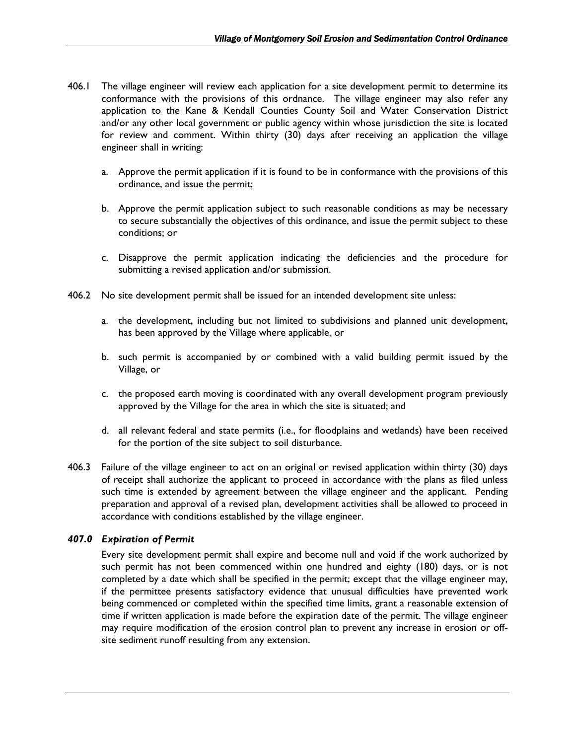406.1 The village engineer will review each application for a site development permit to determine its conformance with the provisions of this ordnance. The village engineer may also refer any application to the Kane & Kendall Counties County Soil and Water Conservation District and/or any other local government or public agency within whose jurisdiction the site is located for review and comment. Within thirty (30) days after receiving an application the village engineer shall in writing:

a. Approve the permit application if it is found to be in conformance with the provisions of this ordinance, and issue the permit;

b. Approve the permit application subject to such reasonable conditions as may be necessary to secure substantially the objectives of this ordinance, and issue the permit subject to these conditions; or

c. Disapprove the permit application indicating the deficiencies and the procedure for submitting a revised application and/or submission.

406.2 No site development permit shall be issued for an intended development site unless:

a. the development, including but not limited to subdivisions and planned unit development, has been approved by the Village where applicable, or

b. such permit is accompanied by or combined with a valid building permit issued by the Village, or

c. the proposed earth moving is coordinated with any overall development program previously approved by the Village for the area in which the site is situated; and

d. all relevant federal and state permits (i.e., for floodplains and wetlands) have been received for the portion of the site subject to soil disturbance.

406.3 Failure of the village engineer to act on an original or revised application within thirty (30) days of receipt shall authorize the applicant to proceed in accordance with the plans as filed unless such time is extended by agreement between the village engineer and the applicant. Pending preparation and approval of a revised plan, development activities shall be allowed to proceed in accordance with conditions established by the village engineer.

### *407.0 Expiration of Permit*

Every site development permit shall expire and become null and void if the work authorized by such permit has not been commenced within one hundred and eighty (180) days, or is not completed by a date which shall be specified in the permit; except that the village engineer may, if the permittee presents satisfactory evidence that unusual difficulties have prevented work being commenced or completed within the specified time limits, grant a reasonable extension of time if written application is made before the expiration date of the permit. The village engineer may require modification of the erosion control plan to prevent any increase in erosion or off-site sediment runoff resulting from any extension.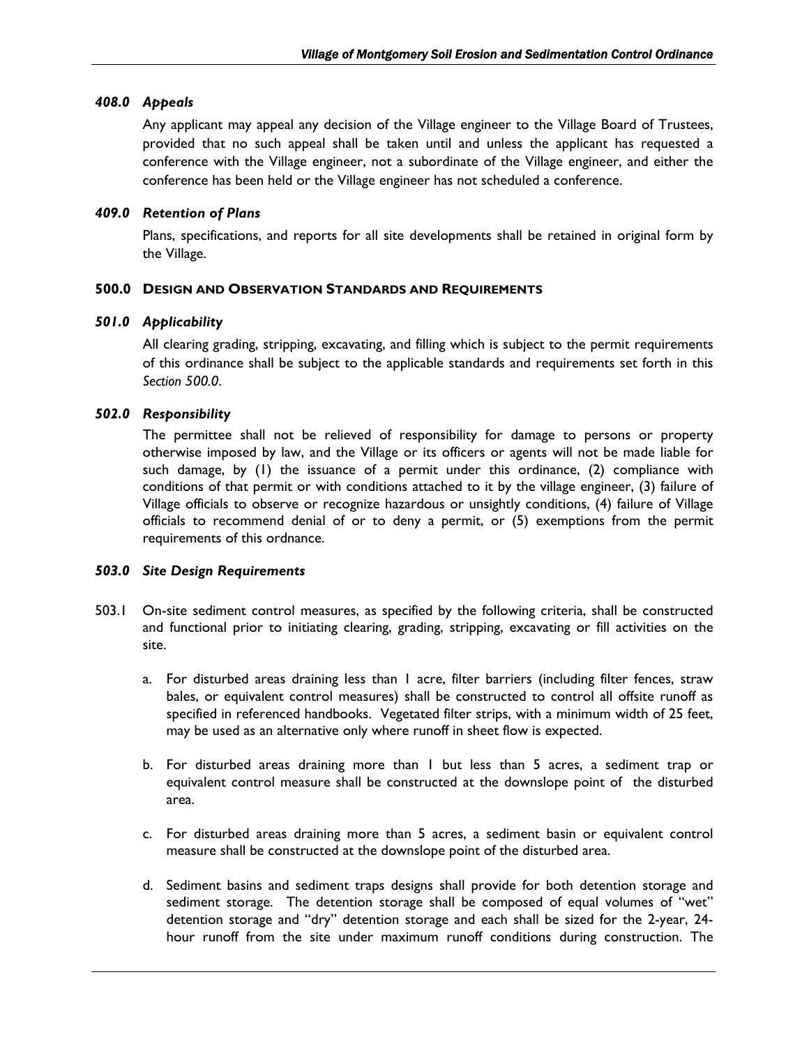### *408.0 Appeals*

Any applicant may appeal any decision of the Village engineer to the Village Board of Trustees, provided that no such appeal shall be taken until and unless the applicant has requested a conference with the Village engineer, not a subordinate of the Village engineer, and either the conference has been held or the Village engineer has not scheduled a conference.

### *409.0 Retention of Plans*

Plans, specifications, and reports for all site developments shall be retained in original form by the Village.

## 500.0 DESIGN AND OBSERVATION STANDARDS AND REQUIREMENTS

### *501.0 Applicability*

All clearing grading, stripping, excavating, and filling which is subject to the permit requirements of this ordinance shall be subject to the applicable standards and requirements set forth in this *Section 500.0*.

### *502.0 Responsibility*

The permittee shall not be relieved of responsibility for damage to persons or property otherwise imposed by law, and the Village or its officers or agents will not be made liable for such damage, by (1) the issuance of a permit under this ordinance, (2) compliance with conditions of that permit or with conditions attached to it by the village engineer, (3) failure of Village officials to observe or recognize hazardous or unsightly conditions, (4) failure of Village officials to recommend denial of or to deny a permit, or (5) exemptions from the permit requirements of this ordnance.

### *503.0 Site Design Requirements*

503.1 On-site sediment control measures, as specified by the following criteria, shall be constructed and functional prior to initiating clearing, grading, stripping, excavating or fill activities on the site.

a. For disturbed areas draining less than 1 acre, filter barriers (including filter fences, straw bales, or equivalent control measures) shall be constructed to control all offsite runoff as specified in referenced handbooks. Vegetated filter strips, with a minimum width of 25 feet, may be used as an alternative only where runoff in sheet flow is expected.

b. For disturbed areas draining more than 1 but less than 5 acres, a sediment trap or equivalent control measure shall be constructed at the downslope point of the disturbed area.

c. For disturbed areas draining more than 5 acres, a sediment basin or equivalent control measure shall be constructed at the downslope point of the disturbed area.

d. Sediment basins and sediment traps designs shall provide for both detention storage and sediment storage. The detention storage shall be composed of equal volumes of "wet" detention storage and "dry" detention storage and each shall be sized for the 2-year, 24-hour runoff from the site under maximum runoff conditions during construction. The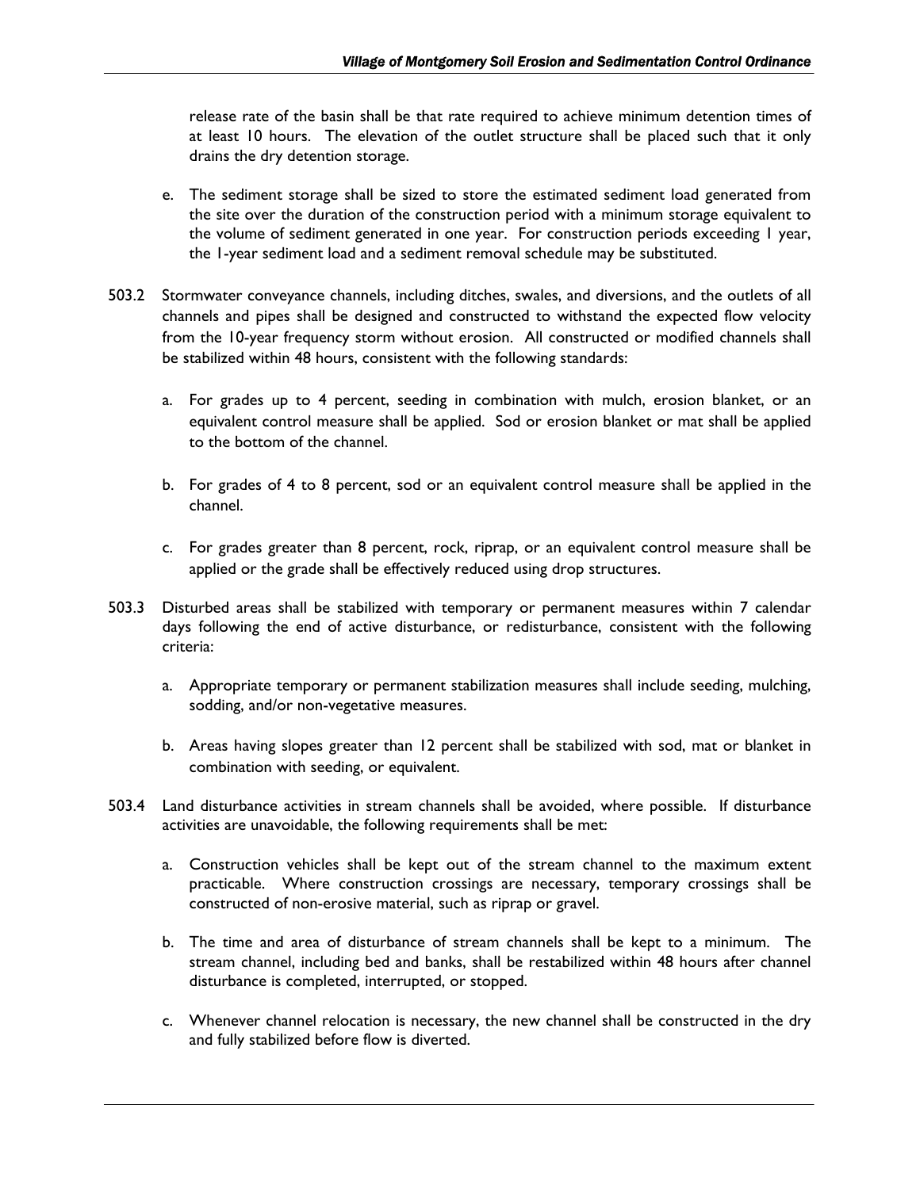release rate of the basin shall be that rate required to achieve minimum detention times of at least 10 hours. The elevation of the outlet structure shall be placed such that it only drains the dry detention storage.

e. The sediment storage shall be sized to store the estimated sediment load generated from the site over the duration of the construction period with a minimum storage equivalent to the volume of sediment generated in one year. For construction periods exceeding 1 year, the 1-year sediment load and a sediment removal schedule may be substituted.

503.2 Stormwater conveyance channels, including ditches, swales, and diversions, and the outlets of all channels and pipes shall be designed and constructed to withstand the expected flow velocity from the 10-year frequency storm without erosion. All constructed or modified channels shall be stabilized within 48 hours, consistent with the following standards:

a. For grades up to 4 percent, seeding in combination with mulch, erosion blanket, or an equivalent control measure shall be applied. Sod or erosion blanket or mat shall be applied to the bottom of the channel.

b. For grades of 4 to 8 percent, sod or an equivalent control measure shall be applied in the channel.

c. For grades greater than 8 percent, rock, riprap, or an equivalent control measure shall be applied or the grade shall be effectively reduced using drop structures.

503.3 Disturbed areas shall be stabilized with temporary or permanent measures within 7 calendar days following the end of active disturbance, or redisturbance, consistent with the following criteria:

a. Appropriate temporary or permanent stabilization measures shall include seeding, mulching, sodding, and/or non-vegetative measures.

b. Areas having slopes greater than 12 percent shall be stabilized with sod, mat or blanket in combination with seeding, or equivalent.

503.4 Land disturbance activities in stream channels shall be avoided, where possible. If disturbance activities are unavoidable, the following requirements shall be met:

a. Construction vehicles shall be kept out of the stream channel to the maximum extent practicable. Where construction crossings are necessary, temporary crossings shall be constructed of non-erosive material, such as riprap or gravel.

b. The time and area of disturbance of stream channels shall be kept to a minimum. The stream channel, including bed and banks, shall be restabilized within 48 hours after channel disturbance is completed, interrupted, or stopped.

c. Whenever channel relocation is necessary, the new channel shall be constructed in the dry and fully stabilized before flow is diverted.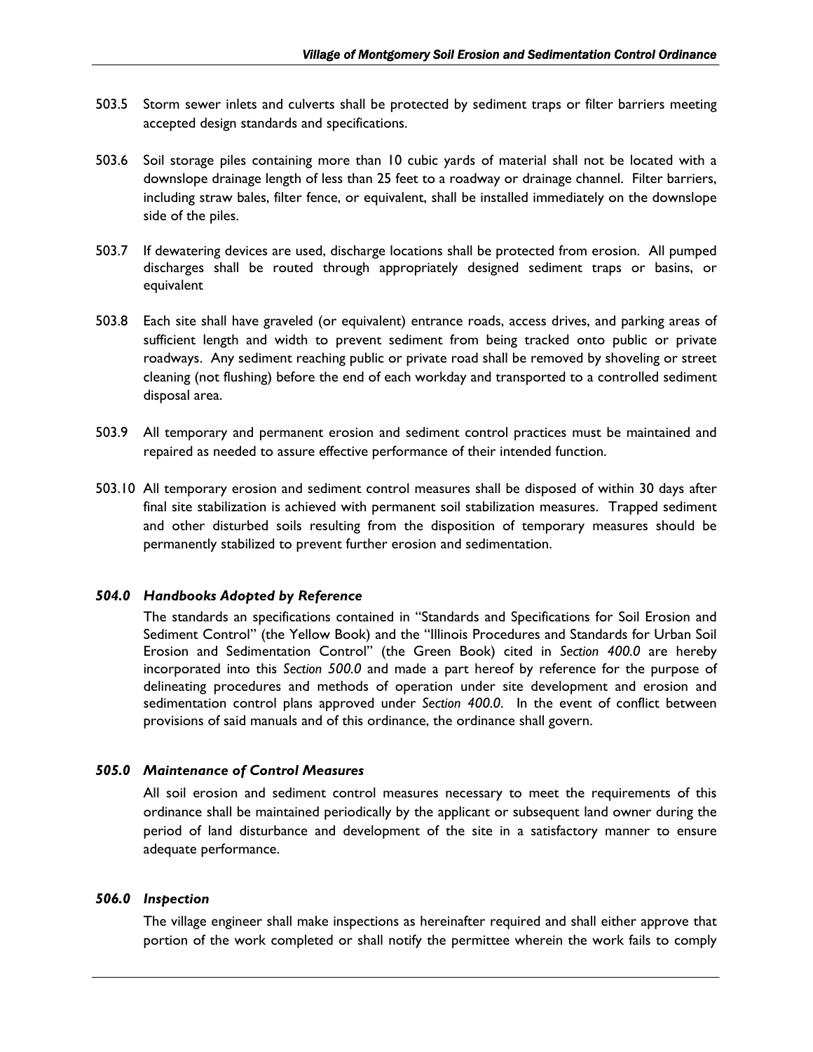503.5 Storm sewer inlets and culverts shall be protected by sediment traps or filter barriers meeting accepted design standards and specifications.

503.6 Soil storage piles containing more than 10 cubic yards of material shall not be located with a downslope drainage length of less than 25 feet to a roadway or drainage channel. Filter barriers, including straw bales, filter fence, or equivalent, shall be installed immediately on the downslope side of the piles.

503.7 If dewatering devices are used, discharge locations shall be protected from erosion. All pumped discharges shall be routed through appropriately designed sediment traps or basins, or equivalent

503.8 Each site shall have graveled (or equivalent) entrance roads, access drives, and parking areas of sufficient length and width to prevent sediment from being tracked onto public or private roadways. Any sediment reaching public or private road shall be removed by shoveling or street cleaning (not flushing) before the end of each workday and transported to a controlled sediment disposal area.

503.9 All temporary and permanent erosion and sediment control practices must be maintained and repaired as needed to assure effective performance of their intended function.

503.10 All temporary erosion and sediment control measures shall be disposed of within 30 days after final site stabilization is achieved with permanent soil stabilization measures. Trapped sediment and other disturbed soils resulting from the disposition of temporary measures should be permanently stabilized to prevent further erosion and sedimentation.

### *504.0 Handbooks Adopted by Reference*

The standards an specifications contained in "Standards and Specifications for Soil Erosion and Sediment Control" (the Yellow Book) and the "Illinois Procedures and Standards for Urban Soil Erosion and Sedimentation Control" (the Green Book) cited in *Section 400.0* are hereby incorporated into this *Section 500.0* and made a part hereof by reference for the purpose of delineating procedures and methods of operation under site development and erosion and sedimentation control plans approved under *Section 400.0*. In the event of conflict between provisions of said manuals and of this ordinance, the ordinance shall govern.

### *505.0 Maintenance of Control Measures*

All soil erosion and sediment control measures necessary to meet the requirements of this ordinance shall be maintained periodically by the applicant or subsequent land owner during the period of land disturbance and development of the site in a satisfactory manner to ensure adequate performance.

### *506.0 Inspection*

The village engineer shall make inspections as hereinafter required and shall either approve that portion of the work completed or shall notify the permittee wherein the work fails to comply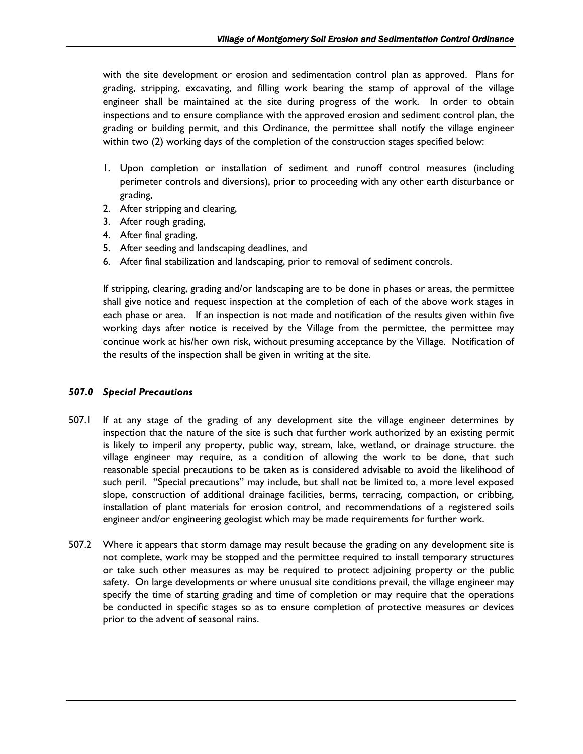with the site development or erosion and sedimentation control plan as approved. Plans for grading, stripping, excavating, and filling work bearing the stamp of approval of the village engineer shall be maintained at the site during progress of the work. In order to obtain inspections and to ensure compliance with the approved erosion and sediment control plan, the grading or building permit, and this Ordinance, the permittee shall notify the village engineer within two (2) working days of the completion of the construction stages specified below:

1. Upon completion or installation of sediment and runoff control measures (including perimeter controls and diversions), prior to proceeding with any other earth disturbance or grading,
2. After stripping and clearing,
3. After rough grading,
4. After final grading,
5. After seeding and landscaping deadlines, and
6. After final stabilization and landscaping, prior to removal of sediment controls.

If stripping, clearing, grading and/or landscaping are to be done in phases or areas, the permittee shall give notice and request inspection at the completion of each of the above work stages in each phase or area. If an inspection is not made and notification of the results given within five working days after notice is received by the Village from the permittee, the permittee may continue work at his/her own risk, without presuming acceptance by the Village. Notification of the results of the inspection shall be given in writing at the site.

### *507.0 Special Precautions*

507.1 If at any stage of the grading of any development site the village engineer determines by inspection that the nature of the site is such that further work authorized by an existing permit is likely to imperil any property, public way, stream, lake, wetland, or drainage structure. the village engineer may require, as a condition of allowing the work to be done, that such reasonable special precautions to be taken as is considered advisable to avoid the likelihood of such peril. "Special precautions" may include, but shall not be limited to, a more level exposed slope, construction of additional drainage facilities, berms, terracing, compaction, or cribbing, installation of plant materials for erosion control, and recommendations of a registered soils engineer and/or engineering geologist which may be made requirements for further work.

507.2 Where it appears that storm damage may result because the grading on any development site is not complete, work may be stopped and the permittee required to install temporary structures or take such other measures as may be required to protect adjoining property or the public safety. On large developments or where unusual site conditions prevail, the village engineer may specify the time of starting grading and time of completion or may require that the operations be conducted in specific stages so as to ensure completion of protective measures or devices prior to the advent of seasonal rains.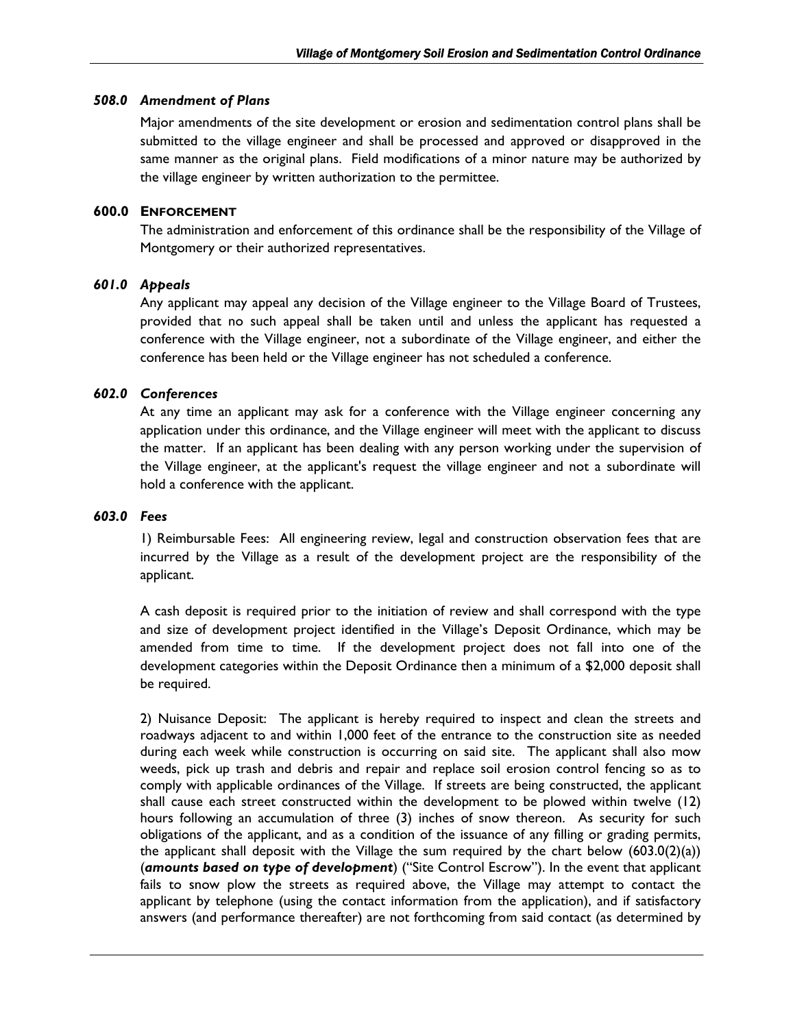### *508.0 Amendment of Plans*

Major amendments of the site development or erosion and sedimentation control plans shall be submitted to the village engineer and shall be processed and approved or disapproved in the same manner as the original plans. Field modifications of a minor nature may be authorized by the village engineer by written authorization to the permittee.

## 600.0 ENFORCEMENT

The administration and enforcement of this ordinance shall be the responsibility of the Village of Montgomery or their authorized representatives.

### *601.0 Appeals*

Any applicant may appeal any decision of the Village engineer to the Village Board of Trustees, provided that no such appeal shall be taken until and unless the applicant has requested a conference with the Village engineer, not a subordinate of the Village engineer, and either the conference has been held or the Village engineer has not scheduled a conference.

### *602.0 Conferences*

At any time an applicant may ask for a conference with the Village engineer concerning any application under this ordinance, and the Village engineer will meet with the applicant to discuss the matter. If an applicant has been dealing with any person working under the supervision of the Village engineer, at the applicant's request the village engineer and not a subordinate will hold a conference with the applicant.

### *603.0 Fees*

1) Reimbursable Fees: All engineering review, legal and construction observation fees that are incurred by the Village as a result of the development project are the responsibility of the applicant.

A cash deposit is required prior to the initiation of review and shall correspond with the type and size of development project identified in the Village's Deposit Ordinance, which may be amended from time to time. If the development project does not fall into one of the development categories within the Deposit Ordinance then a minimum of a $2,000 deposit shall be required.

2) Nuisance Deposit: The applicant is hereby required to inspect and clean the streets and roadways adjacent to and within 1,000 feet of the entrance to the construction site as needed during each week while construction is occurring on said site. The applicant shall also mow weeds, pick up trash and debris and repair and replace soil erosion control fencing so as to comply with applicable ordinances of the Village. If streets are being constructed, the applicant shall cause each street constructed within the development to be plowed within twelve (12) hours following an accumulation of three (3) inches of snow thereon. As security for such obligations of the applicant, and as a condition of the issuance of any filling or grading permits, the applicant shall deposit with the Village the sum required by the chart below (603.0(2)(a)) (***amounts based on type of development***) ("Site Control Escrow"). In the event that applicant fails to snow plow the streets as required above, the Village may attempt to contact the applicant by telephone (using the contact information from the application), and if satisfactory answers (and performance thereafter) are not forthcoming from said contact (as determined by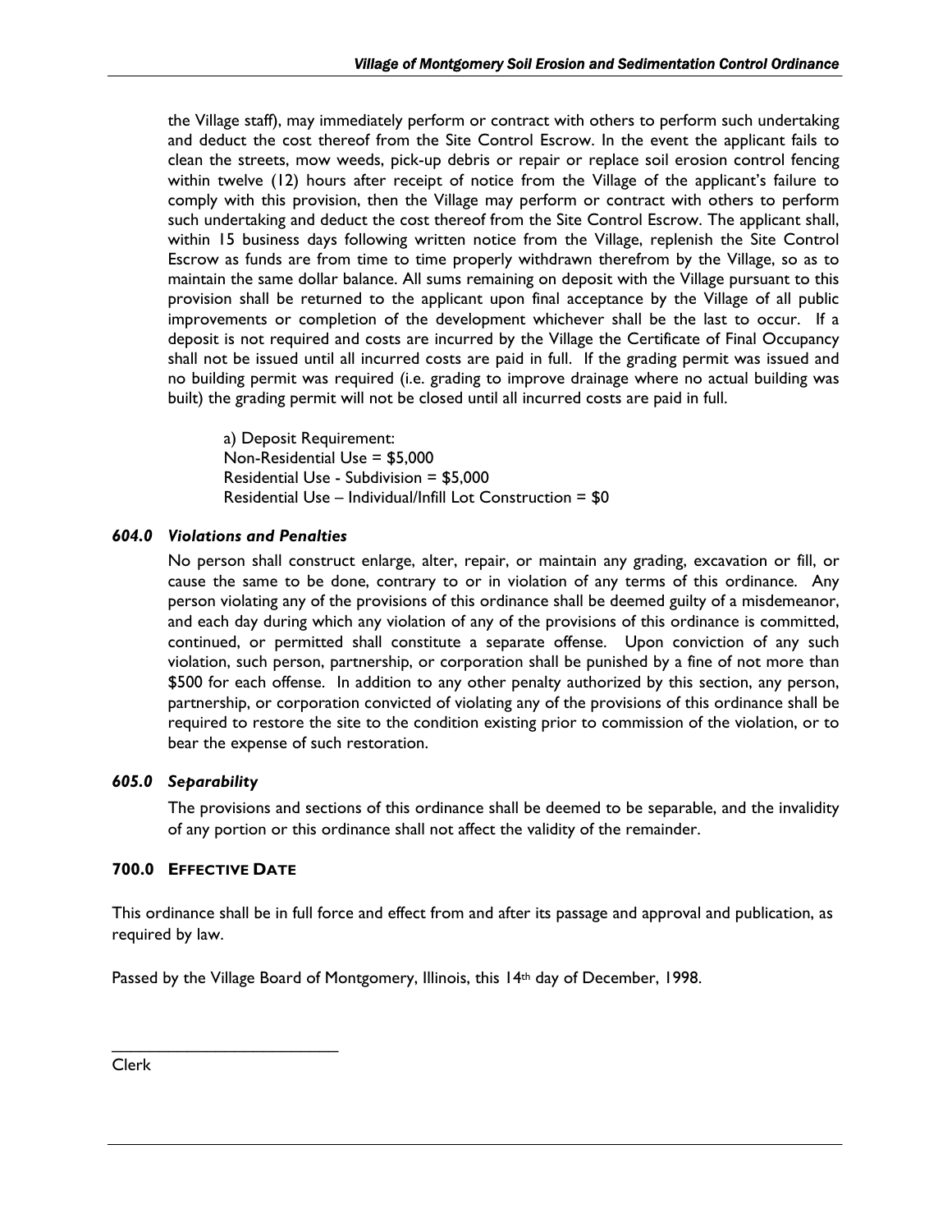the Village staff), may immediately perform or contract with others to perform such undertaking and deduct the cost thereof from the Site Control Escrow. In the event the applicant fails to clean the streets, mow weeds, pick-up debris or repair or replace soil erosion control fencing within twelve (12) hours after receipt of notice from the Village of the applicant's failure to comply with this provision, then the Village may perform or contract with others to perform such undertaking and deduct the cost thereof from the Site Control Escrow. The applicant shall, within 15 business days following written notice from the Village, replenish the Site Control Escrow as funds are from time to time properly withdrawn therefrom by the Village, so as to maintain the same dollar balance. All sums remaining on deposit with the Village pursuant to this provision shall be returned to the applicant upon final acceptance by the Village of all public improvements or completion of the development whichever shall be the last to occur. If a deposit is not required and costs are incurred by the Village the Certificate of Final Occupancy shall not be issued until all incurred costs are paid in full. If the grading permit was issued and no building permit was required (i.e. grading to improve drainage where no actual building was built) the grading permit will not be closed until all incurred costs are paid in full.

a) Deposit Requirement:
Non-Residential Use = $5,000
Residential Use - Subdivision = $5,000
Residential Use – Individual/Infill Lot Construction = $0

### *604.0 Violations and Penalties*

No person shall construct enlarge, alter, repair, or maintain any grading, excavation or fill, or cause the same to be done, contrary to or in violation of any terms of this ordinance. Any person violating any of the provisions of this ordinance shall be deemed guilty of a misdemeanor, and each day during which any violation of any of the provisions of this ordinance is committed, continued, or permitted shall constitute a separate offense. Upon conviction of any such violation, such person, partnership, or corporation shall be punished by a fine of not more than $500 for each offense. In addition to any other penalty authorized by this section, any person, partnership, or corporation convicted of violating any of the provisions of this ordinance shall be required to restore the site to the condition existing prior to commission of the violation, or to bear the expense of such restoration.

### *605.0 Separability*

The provisions and sections of this ordinance shall be deemed to be separable, and the invalidity of any portion or this ordinance shall not affect the validity of the remainder.

## 700.0 EFFECTIVE DATE

This ordinance shall be in full force and effect from and after its passage and approval and publication, as required by law.

Passed by the Village Board of Montgomery, Illinois, this 14th day of December, 1998.

\_\_\_\_\_\_\_\_\_\_\_\_\_\_\_\_\_\_\_\_\_\_\_\_\_\_

Clerk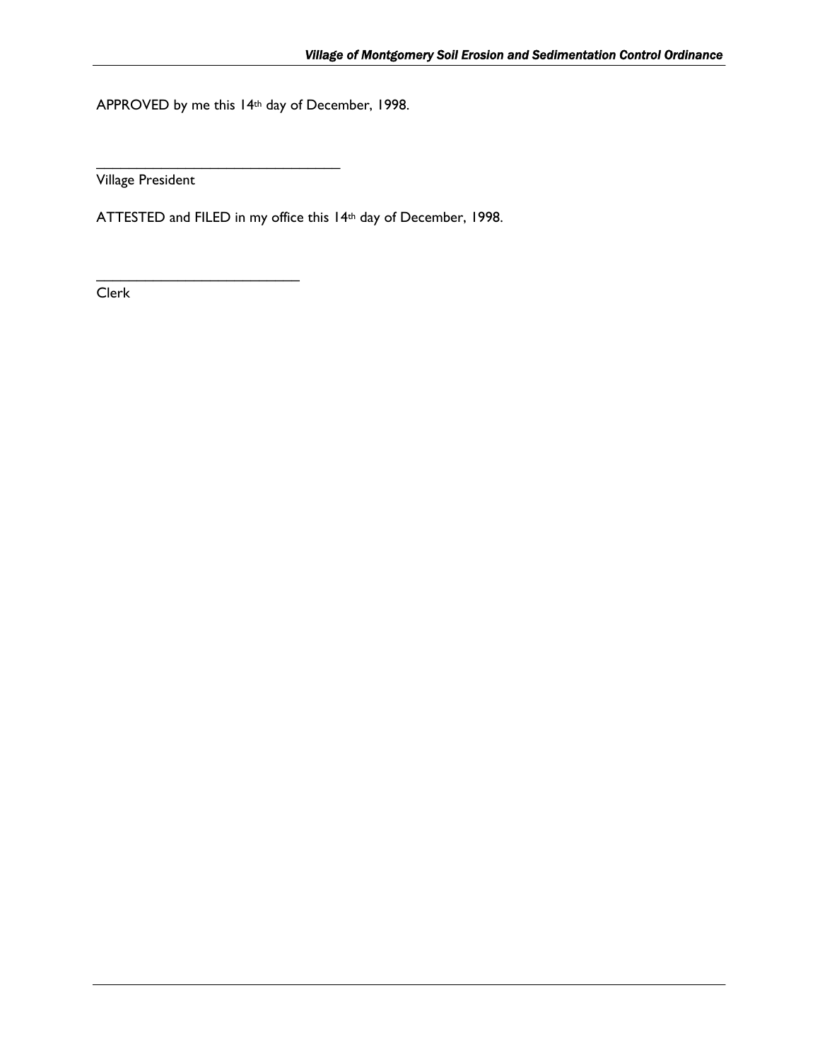APPROVED by me this 14th day of December, 1998.

_______________________________

Village President

ATTESTED and FILED in my office this 14th day of December, 1998.

__________________________

Clerk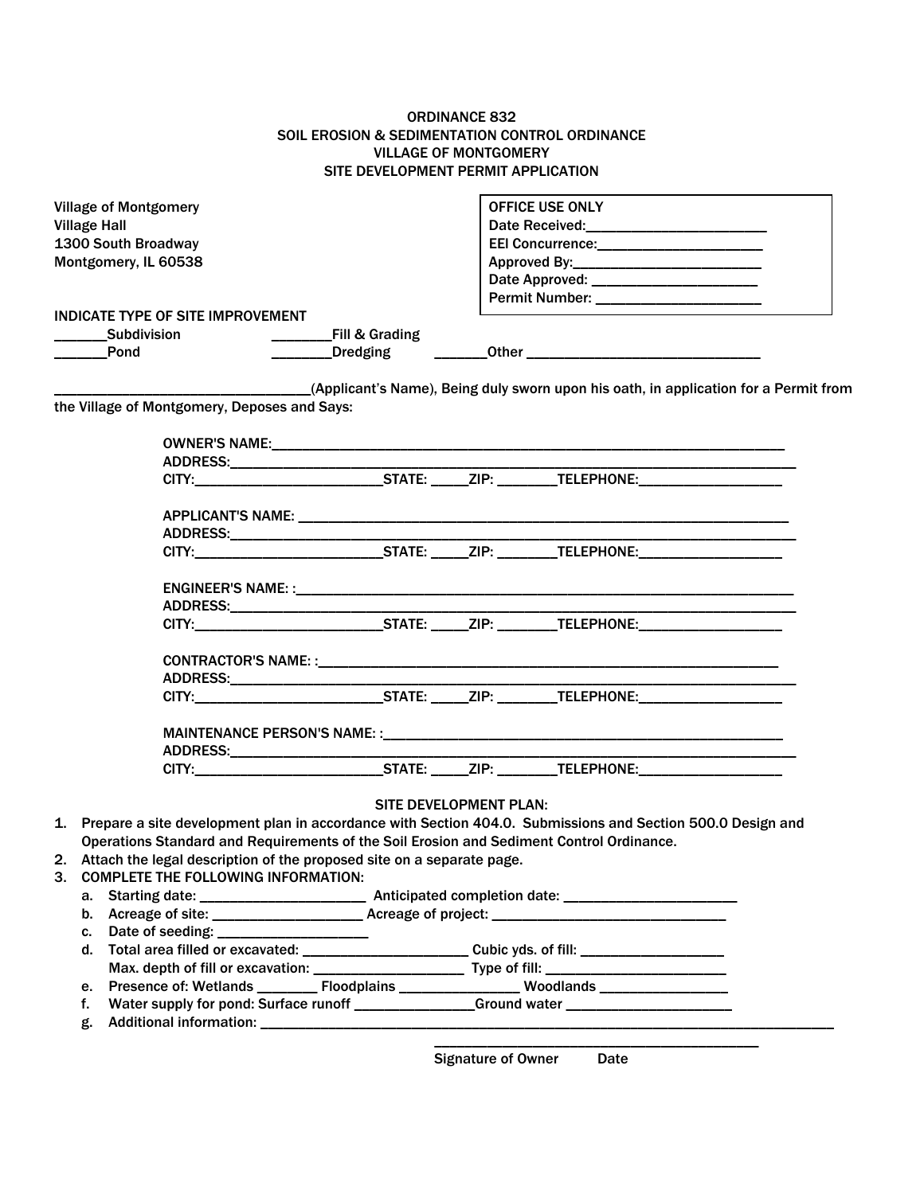# ORDINANCE 832
## SOIL EROSION & SEDIMENTATION CONTROL ORDINANCE
## VILLAGE OF MONTGOMERY
## SITE DEVELOPMENT PERMIT APPLICATION

Village of Montgomery
Village Hall
1300 South Broadway
Montgomery, IL 60538

| OFFICE USE ONLY |
|---|
| Date Received:______________________ |
| EEI Concurrence:_____________________ |
| Approved By:_______________________ |
| Date Approved: _____________________ |
| Permit Number: _____________________ |

INDICATE TYPE OF SITE IMPROVEMENT

_______Subdivision ________Fill & Grading
_______Pond ________Dredging _______Other _______________________________

_________________________________(Applicant's Name), Being duly sworn upon his oath, in application for a Permit from the Village of Montgomery, Deposes and Says:

OWNER'S NAME:_____________________________________________________________________
ADDRESS:__________________________________________________________________________
CITY:_________________________STATE: _____ZIP: ________TELEPHONE:___________________

APPLICANT'S NAME: __________________________________________________________________
ADDRESS:__________________________________________________________________________
CITY:_________________________STATE: _____ZIP: ________TELEPHONE:___________________

ENGINEER'S NAME: :__________________________________________________________________
ADDRESS:__________________________________________________________________________
CITY:_________________________STATE: _____ZIP: ________TELEPHONE:___________________

CONTRACTOR'S NAME: :_______________________________________________________________
ADDRESS:__________________________________________________________________________
CITY:_________________________STATE: _____ZIP: ________TELEPHONE:___________________

MAINTENANCE PERSON'S NAME: :________________________________________________________
ADDRESS:__________________________________________________________________________
CITY:_________________________STATE: _____ZIP: ________TELEPHONE:___________________

### SITE DEVELOPMENT PLAN:

1. Prepare a site development plan in accordance with Section 404.0. Submissions and Section 500.0 Design and Operations Standard and Requirements of the Soil Erosion and Sediment Control Ordinance.
2. Attach the legal description of the proposed site on a separate page.
3. COMPLETE THE FOLLOWING INFORMATION:
   a. Starting date: _____________________ Anticipated completion date: ______________________
   b. Acreage of site: ___________________ Acreage of project: ________________________________
   c. Date of seeding: ___________________
   d. Total area filled or excavated: ______________________ Cubic yds. of fill: __________________
      Max. depth of fill or excavation: ____________________ Type of fill: ________________________
   e. Presence of: Wetlands ________ Floodplains _______________ Woodlands ________________
   f. Water supply for pond: Surface runoff _______________Ground water ______________________
   g. Additional information: ____________________________________________________________

______________________________________________
Signature of Owner Date